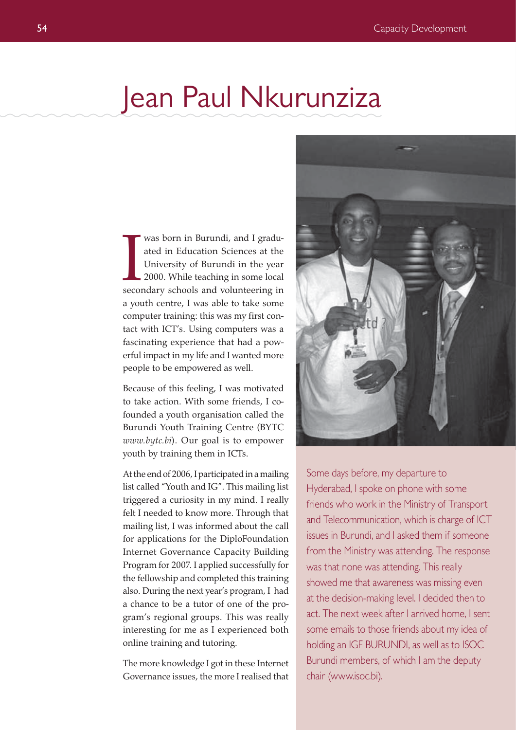# Jean Paul Nkurunziza

I was born in Burundi, and I graduated in Education Sciences at the University of Burundi in the year 2000. While teaching in some local secondary schools and volunteering in a youth centre, I was able to take some computer training: this was my first contact with ICT's. Using computers was a fascinating experience that had a powerful impact in my life and I wanted more people to be empowered as well.

Because of this feeling, I was motivated to take action. With some friends, I co-founded a youth organisation called the Burundi Youth Training Centre (BYTC *www.bytc.bi*). Our goal is to empower youth by training them in ICTs.

At the end of 2006, I participated in a mailing list called "Youth and IG". This mailing list triggered a curiosity in my mind. I really felt I needed to know more. Through that mailing list, I was informed about the call for applications for the DiploFoundation Internet Governance Capacity Building Program for 2007. I applied successfully for the fellowship and completed this training also. During the next year's program, I had a chance to be a tutor of one of the program's regional groups. This was really interesting for me as I experienced both online training and tutoring.

The more knowledge I got in these Internet Governance issues, the more I realised that

Some days before, my departure to Hyderabad, I spoke on phone with some friends who work in the Ministry of Transport and Telecommunication, which is charge of ICT issues in Burundi, and I asked them if someone from the Ministry was attending. The response was that none was attending. This really showed me that awareness was missing even at the decision-making level. I decided then to act. The next week after I arrived home, I sent some emails to those friends about my idea of holding an IGF BURUNDI, as well as to ISOC Burundi members, of which I am the deputy chair (www.isoc.bi).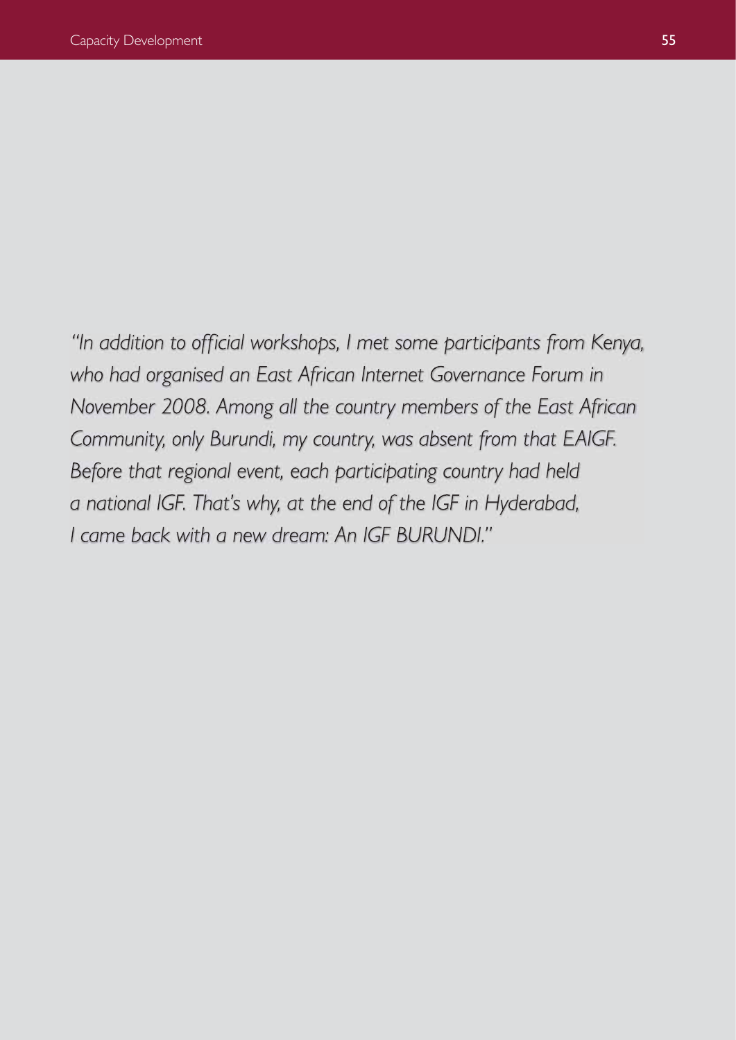*"In addition to official workshops, I met some participants from Kenya, who had organised an East African Internet Governance Forum in November 2008. Among all the country members of the East African Community, only Burundi, my country, was absent from that EAIGF. Before that regional event, each participating country had held a national IGF. That's why, at the end of the IGF in Hyderabad, I came back with a new dream: An IGF BURUNDI."*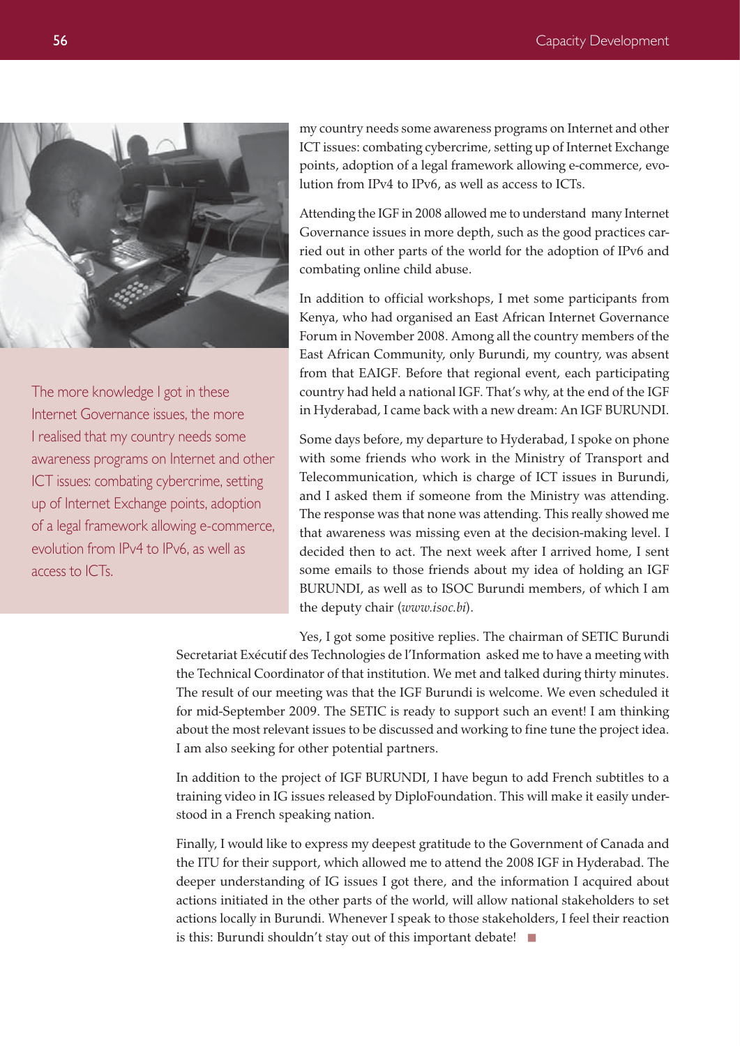> The more knowledge I got in these Internet Governance issues, the more I realised that my country needs some awareness programs on Internet and other ICT issues: combating cybercrime, setting up of Internet Exchange points, adoption of a legal framework allowing e-commerce, evolution from IPv4 to IPv6, as well as access to ICTs.

my country needs some awareness programs on Internet and other ICT issues: combating cybercrime, setting up of Internet Exchange points, adoption of a legal framework allowing e-commerce, evolution from IPv4 to IPv6, as well as access to ICTs.

Attending the IGF in 2008 allowed me to understand many Internet Governance issues in more depth, such as the good practices carried out in other parts of the world for the adoption of IPv6 and combating online child abuse.

In addition to official workshops, I met some participants from Kenya, who had organised an East African Internet Governance Forum in November 2008. Among all the country members of the East African Community, only Burundi, my country, was absent from that EAIGF. Before that regional event, each participating country had held a national IGF. That's why, at the end of the IGF in Hyderabad, I came back with a new dream: An IGF BURUNDI.

Some days before, my departure to Hyderabad, I spoke on phone with some friends who work in the Ministry of Transport and Telecommunication, which is charge of ICT issues in Burundi, and I asked them if someone from the Ministry was attending. The response was that none was attending. This really showed me that awareness was missing even at the decision-making level. I decided then to act. The next week after I arrived home, I sent some emails to those friends about my idea of holding an IGF BURUNDI, as well as to ISOC Burundi members, of which I am the deputy chair (*www.isoc.bi*).

Yes, I got some positive replies. The chairman of SETIC Burundi Secretariat Exécutif des Technologies de l'Information asked me to have a meeting with the Technical Coordinator of that institution. We met and talked during thirty minutes. The result of our meeting was that the IGF Burundi is welcome. We even scheduled it for mid-September 2009. The SETIC is ready to support such an event! I am thinking about the most relevant issues to be discussed and working to fine tune the project idea. I am also seeking for other potential partners.

In addition to the project of IGF BURUNDI, I have begun to add French subtitles to a training video in IG issues released by DiploFoundation. This will make it easily understood in a French speaking nation.

Finally, I would like to express my deepest gratitude to the Government of Canada and the ITU for their support, which allowed me to attend the 2008 IGF in Hyderabad. The deeper understanding of IG issues I got there, and the information I acquired about actions initiated in the other parts of the world, will allow national stakeholders to set actions locally in Burundi. Whenever I speak to those stakeholders, I feel their reaction is this: Burundi shouldn't stay out of this important debate!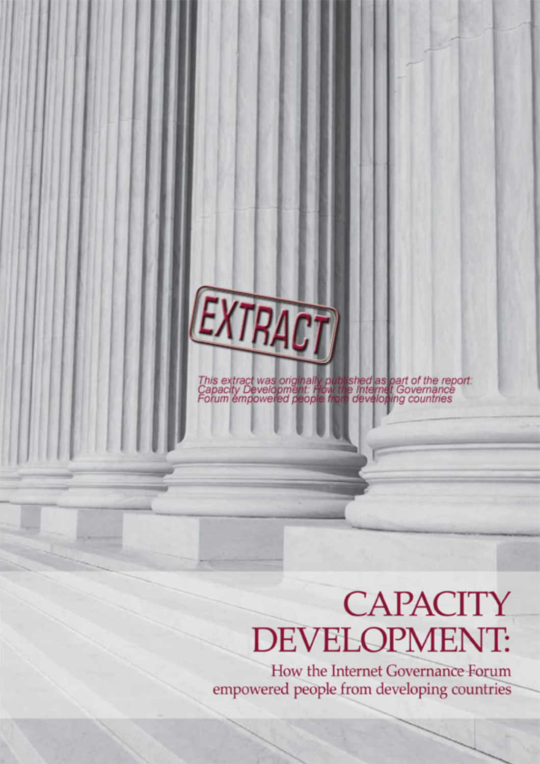EXTRACT

*This extract was originally published as part of the report: Capacity Development: How the Internet Governance Forum empowered people from developing countries*

# CAPACITY DEVELOPMENT:

How the Internet Governance Forum empowered people from developing countries